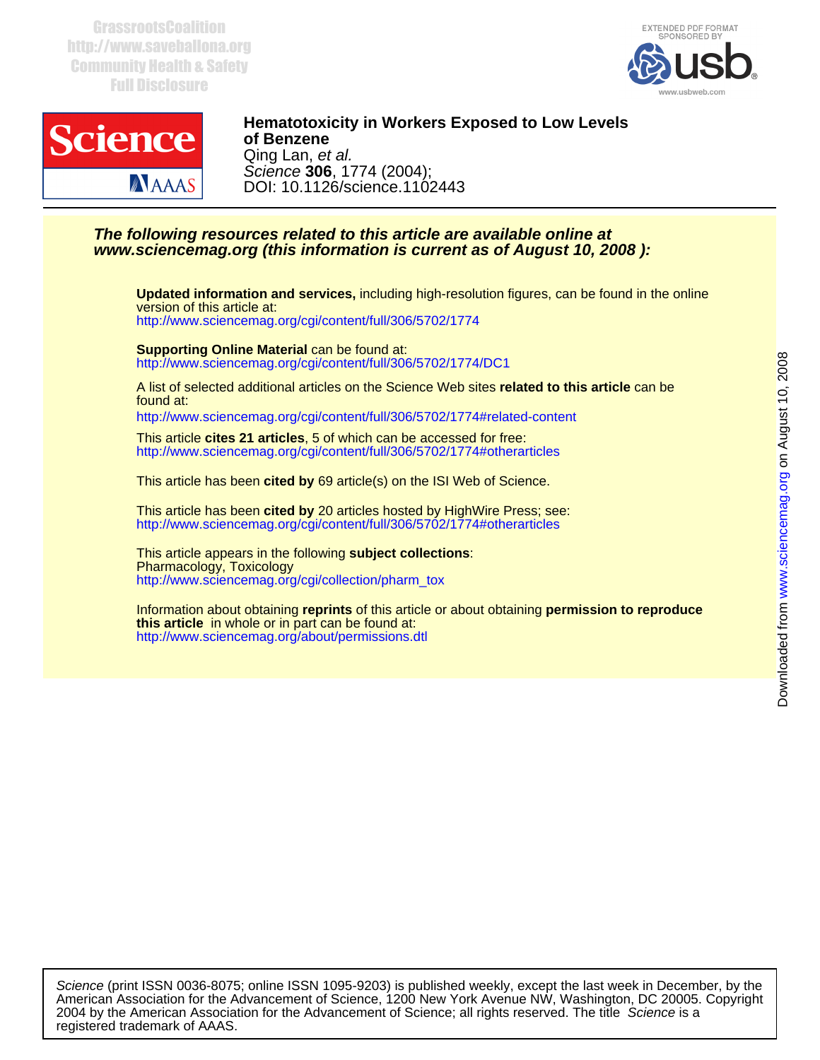GrassrootsCoalition
http://www.saveballona.org
Community Health & Safety
Full Disclosure

EXTENDED PDF FORMAT
SPONSORED BY
usb
www.usbweb.com

**Hematotoxicity in Workers Exposed to Low Levels of Benzene**
Qing Lan, *et al.*
*Science* **306**, 1774 (2004);
DOI: 10.1126/science.1102443

***The following resources related to this article are available online at www.sciencemag.org (this information is current as of August 10, 2008 ):***

**Updated information and services,** including high-resolution figures, can be found in the online version of this article at:
http://www.sciencemag.org/cgi/content/full/306/5702/1774

**Supporting Online Material** can be found at:
http://www.sciencemag.org/cgi/content/full/306/5702/1774/DC1

A list of selected additional articles on the Science Web sites **related to this article** can be found at:
http://www.sciencemag.org/cgi/content/full/306/5702/1774#related-content

This article **cites 21 articles**, 5 of which can be accessed for free:
http://www.sciencemag.org/cgi/content/full/306/5702/1774#otherarticles

This article has been **cited by** 69 article(s) on the ISI Web of Science.

This article has been **cited by** 20 articles hosted by HighWire Press; see:
http://www.sciencemag.org/cgi/content/full/306/5702/1774#otherarticles

This article appears in the following **subject collections**:
Pharmacology, Toxicology
http://www.sciencemag.org/cgi/collection/pharm_tox

Information about obtaining **reprints** of this article or about obtaining **permission to reproduce this article** in whole or in part can be found at:
http://www.sciencemag.org/about/permissions.dtl

Downloaded from www.sciencemag.org on August 10, 2008

*Science* (print ISSN 0036-8075; online ISSN 1095-9203) is published weekly, except the last week in December, by the American Association for the Advancement of Science, 1200 New York Avenue NW, Washington, DC 20005. Copyright 2004 by the American Association for the Advancement of Science; all rights reserved. The title *Science* is a registered trademark of AAAS.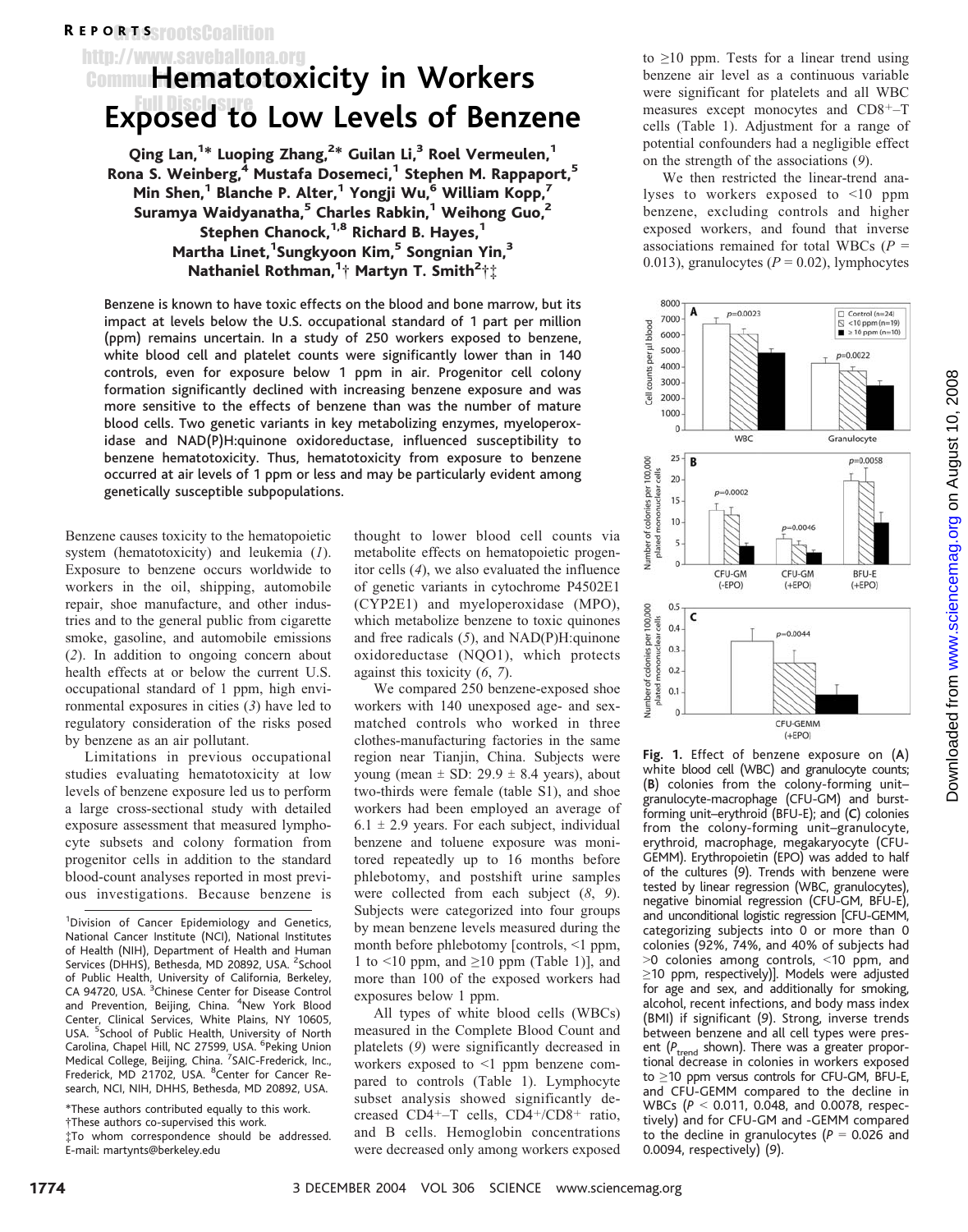REPORTS

# Hematotoxicity in Workers Exposed to Low Levels of Benzene

Qing Lan,[1]* Luoping Zhang,[2]* Guilan Li,[3] Roel Vermeulen,[1] Rona S. Weinberg,[4] Mustafa Dosemeci,[1] Stephen M. Rappaport,[5] Min Shen,[1] Blanche P. Alter,[1] Yongji Wu,[6] William Kopp,[7] Suramya Waidyanatha,[5] Charles Rabkin,[1] Weihong Guo,[2] Stephen Chanock,[1,8] Richard B. Hayes,[1] Martha Linet,[1] Sungkyoon Kim,[5] Songnian Yin,[3] Nathaniel Rothman,[1]† Martyn T. Smith[2]†‡

**Benzene is known to have toxic effects on the blood and bone marrow, but its impact at levels below the U.S. occupational standard of 1 part per million (ppm) remains uncertain. In a study of 250 workers exposed to benzene, white blood cell and platelet counts were significantly lower than in 140 controls, even for exposure below 1 ppm in air. Progenitor cell colony formation significantly declined with increasing benzene exposure and was more sensitive to the effects of benzene than was the number of mature blood cells. Two genetic variants in key metabolizing enzymes, myeloperoxidase and NAD(P)H:quinone oxidoreductase, influenced susceptibility to benzene hematotoxicity. Thus, hematotoxicity from exposure to benzene occurred at air levels of 1 ppm or less and may be particularly evident among genetically susceptible subpopulations.**

Benzene causes toxicity to the hematopoietic system (hematotoxicity) and leukemia (*1*). Exposure to benzene occurs worldwide to workers in the oil, shipping, automobile repair, shoe manufacture, and other industries and to the general public from cigarette smoke, gasoline, and automobile emissions (*2*). In addition to ongoing concern about health effects at or below the current U.S. occupational standard of 1 ppm, high environmental exposures in cities (*3*) have led to regulatory consideration of the risks posed by benzene as an air pollutant.

Limitations in previous occupational studies evaluating hematotoxicity at low levels of benzene exposure led us to perform a large cross-sectional study with detailed exposure assessment that measured lymphocyte subsets and colony formation from progenitor cells in addition to the standard blood-count analyses reported in most previous investigations. Because benzene is thought to lower blood cell counts via metabolite effects on hematopoietic progenitor cells (*4*), we also evaluated the influence of genetic variants in cytochrome P4502E1 (CYP2E1) and myeloperoxidase (MPO), which metabolize benzene to toxic quinones and free radicals (*5*), and NAD(P)H:quinone oxidoreductase (NQO1), which protects against this toxicity (*6*, *7*).

We compared 250 benzene-exposed shoe workers with 140 unexposed age- and sex-matched controls who worked in three clothes-manufacturing factories in the same region near Tianjin, China. Subjects were young (mean ± SD: 29.9 ± 8.4 years), about two-thirds were female (table S1), and shoe workers had been employed an average of 6.1 ± 2.9 years. For each subject, individual benzene and toluene exposure was monitored repeatedly up to 16 months before phlebotomy, and postshift urine samples were collected from each subject (*8*, *9*). Subjects were categorized into four groups by mean benzene levels measured during the month before phlebotomy [controls, <1 ppm, 1 to <10 ppm, and ≥10 ppm (Table 1)], and more than 100 of the exposed workers had exposures below 1 ppm.

All types of white blood cells (WBCs) measured in the Complete Blood Count and platelets (*9*) were significantly decreased in workers exposed to <1 ppm benzene compared to controls (Table 1). Lymphocyte subset analysis showed significantly decreased $CD4^+$–T cells, $CD4^+/CD8^+$ ratio, and B cells. Hemoglobin concentrations were decreased only among workers exposed to ≥10 ppm. Tests for a linear trend using benzene air level as a continuous variable were significant for platelets and all WBC measures except monocytes and $CD8^+$–T cells (Table 1). Adjustment for a range of potential confounders had a negligible effect on the strength of the associations (*9*).

We then restricted the linear-trend analyses to workers exposed to <10 ppm benzene, excluding controls and higher exposed workers, and found that inverse associations remained for total WBCs ($P$ = 0.013), granulocytes ($P$ = 0.02), lymphocytes

**Fig. 1.** Effect of benzene exposure on (**A**) white blood cell (WBC) and granulocyte counts; (**B**) colonies from the colony-forming unit–granulocyte-macrophage (CFU-GM) and burst-forming unit–erythroid (BFU-E); and (**C**) colonies from the colony-forming unit–granulocyte, erythroid, macrophage, megakaryocyte (CFU-GEMM). Erythropoietin (EPO) was added to half of the cultures (*9*). Trends with benzene were tested by linear regression (WBC, granulocytes), negative binomial regression (CFU-GM, BFU-E), and unconditional logistic regression [CFU-GEMM, categorizing subjects into 0 or more than 0 colonies (92%, 74%, and 40% of subjects had >0 colonies among controls, <10 ppm, and ≥10 ppm, respectively)]. Models were adjusted for age and sex, and additionally for smoking, alcohol, recent infections, and body mass index (BMI) if significant (*9*). Strong, inverse trends between benzene and all cell types were present ($P_{trend}$ shown). There was a greater proportional decrease in colonies in workers exposed to ≥10 ppm versus controls for CFU-GM, BFU-E, and CFU-GEMM compared to the decline in WBCs ($P$ < 0.011, 0.048, and 0.0078, respectively) and for CFU-GM and -GEMM compared to the decline in granulocytes ($P$ = 0.026 and 0.0094, respectively) (*9*).

[1]Division of Cancer Epidemiology and Genetics, National Cancer Institute (NCI), National Institutes of Health (NIH), Department of Health and Human Services (DHHS), Bethesda, MD 20892, USA. [2]School of Public Health, University of California, Berkeley, CA 94720, USA. [3]Chinese Center for Disease Control and Prevention, Beijing, China. [4]New York Blood Center, Clinical Services, White Plains, NY 10605, USA. [5]School of Public Health, University of North Carolina, Chapel Hill, NC 27599, USA. [6]Peking Union Medical College, Beijing, China. [7]SAIC-Frederick, Inc., Frederick, MD 21702, USA. [8]Center for Cancer Research, NCI, NIH, DHHS, Bethesda, MD 20892, USA.

*These authors contributed equally to this work.
†These authors co-supervised this work.
‡To whom correspondence should be addressed. E-mail: martynts@berkeley.edu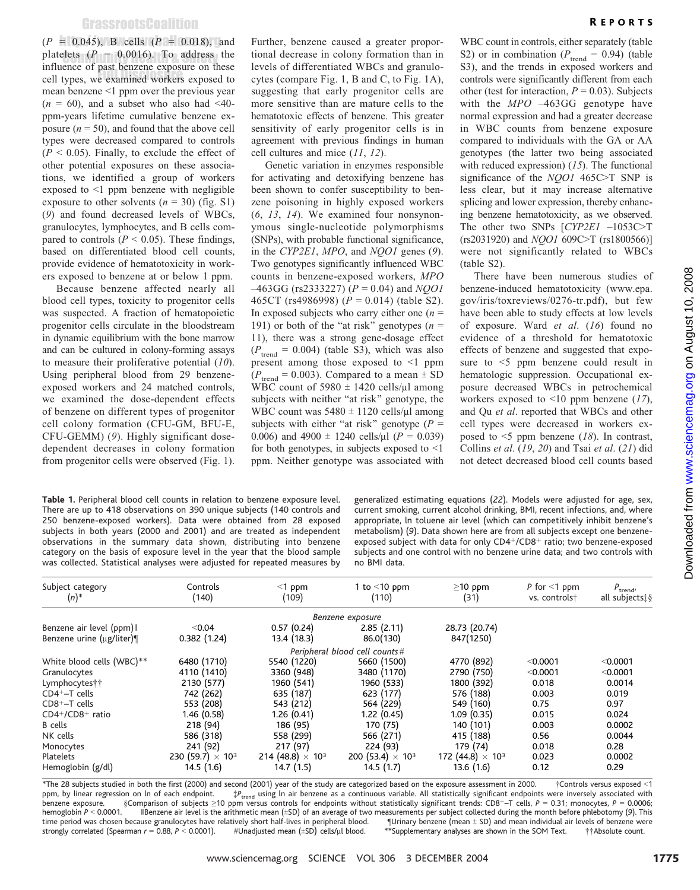($P$ = 0.045), B cells ($P$ = 0.018), and platelets ($P$ = 0.0016). To address the influence of past benzene exposure on these cell types, we examined workers exposed to mean benzene <1 ppm over the previous year ($n$ = 60), and a subset who also had <40-ppm-years lifetime cumulative benzene exposure ($n$ = 50), and found that the above cell types were decreased compared to controls ($P$ < 0.05). Finally, to exclude the effect of other potential exposures on these associations, we identified a group of workers exposed to <1 ppm benzene with negligible exposure to other solvents ($n$ = 30) (fig. S1) (9) and found decreased levels of WBCs, granulocytes, lymphocytes, and B cells compared to controls ($P$ < 0.05). These findings, based on differentiated blood cell counts, provide evidence of hematotoxicity in workers exposed to benzene at or below 1 ppm.

Because benzene affected nearly all blood cell types, toxicity to progenitor cells was suspected. A fraction of hematopoietic progenitor cells circulate in the bloodstream in dynamic equilibrium with the bone marrow and can be cultured in colony-forming assays to measure their proliferative potential (10). Using peripheral blood from 29 benzene-exposed workers and 24 matched controls, we examined the dose-dependent effects of benzene on different types of progenitor cell colony formation (CFU-GM, BFU-E, CFU-GEMM) (9). Highly significant dose-dependent decreases in colony formation from progenitor cells were observed (Fig. 1). Further, benzene caused a greater proportional decrease in colony formation than in levels of differentiated WBCs and granulocytes (compare Fig. 1, B and C, to Fig. 1A), suggesting that early progenitor cells are more sensitive than are mature cells to the hematotoxic effects of benzene. This greater sensitivity of early progenitor cells is in agreement with previous findings in human cell cultures and mice (11, 12).

Genetic variation in enzymes responsible for activating and detoxifying benzene has been shown to confer susceptibility to benzene poisoning in highly exposed workers (6, 13, 14). We examined four nonsynonymous single-nucleotide polymorphisms (SNPs), with probable functional significance, in the *CYP2E1*, *MPO*, and *NQO1* genes (9). Two genotypes significantly influenced WBC counts in benzene-exposed workers, *MPO* –463GG (rs2333227) ($P$ = 0.04) and *NQO1* 465CT (rs4986998) ($P$ = 0.014) (table S2). In exposed subjects who carry either one ($n$ = 191) or both of the "at risk" genotypes ($n$ = 11), there was a strong gene-dosage effect ($P_{trend}$ = 0.004) (table S3), which was also present among those exposed to <1 ppm ($P_{trend}$ = 0.003). Compared to a mean ± SD WBC count of 5980 ± 1420 cells/µl among subjects with neither "at risk" genotype, the WBC count was 5480 ± 1120 cells/µl among subjects with either "at risk" genotype ($P$ = 0.006) and 4900 ± 1240 cells/µl ($P$ = 0.039) for both genotypes, in subjects exposed to <1 ppm. Neither genotype was associated with WBC count in controls, either separately (table S2) or in combination ($P_{trend}$ = 0.94) (table S3), and the trends in exposed workers and controls were significantly different from each other (test for interaction, $P$ = 0.03). Subjects with the *MPO* –463GG genotype have normal expression and had a greater decrease in WBC counts from benzene exposure compared to individuals with the GA or AA genotypes (the latter two being associated with reduced expression) (15). The functional significance of the *NQO1* 465C>T SNP is less clear, but it may increase alternative splicing and lower expression, thereby enhancing benzene hematotoxicity, as we observed. The other two SNPs [*CYP2E1* –1053C>T (rs2031920) and *NQO1* 609C>T (rs1800566)] were not significantly related to WBCs (table S2).

There have been numerous studies of benzene-induced hematotoxicity (www.epa.gov/iris/toxreviews/0276-tr.pdf), but few have been able to study effects at low levels of exposure. Ward *et al*. (16) found no evidence of a threshold for hematotoxic effects of benzene and suggested that exposure to <5 ppm benzene could result in hematologic suppression. Occupational exposure decreased WBCs in petrochemical workers exposed to <10 ppm benzene (17), and Qu *et al*. reported that WBCs and other cell types were decreased in workers exposed to <5 ppm benzene (18). In contrast, Collins *et al*. (19, 20) and Tsai *et al*. (21) did not detect decreased blood cell counts based

**Table 1.** Peripheral blood cell counts in relation to benzene exposure level. There are up to 418 observations on 390 unique subjects (140 controls and 250 benzene-exposed workers). Data were obtained from 28 exposed subjects in both years (2000 and 2001) and are treated as independent observations in the summary data shown, distributing into benzene category on the basis of exposure level in the year that the blood sample was collected. Statistical analyses were adjusted for repeated measures by generalized estimating equations (22). Models were adjusted for age, sex, current smoking, current alcohol drinking, BMI, recent infections, and, where appropriate, ln toluene air level (which can competitively inhibit benzene's metabolism) (9). Data shown here are from all subjects except one benzene-exposed subject with data for only CD4+/CD8+ ratio; two benzene-exposed subjects and one control with no benzene urine data; and two controls with no BMI data.

| Subject category ($n$)* | Controls (140) | <1 ppm (109) | 1 to <10 ppm (110) | ≥10 ppm (31) | $P$ for <1 ppm vs. controls† | $P_{trend}$, all subjects‡§ |
|---|---|---|---|---|---|---|
| | | | *Benzene exposure* | | | |
| Benzene air level (ppm)‖ | <0.04 | 0.57 (0.24) | 2.85 (2.11) | 28.73 (20.74) | | |
| Benzene urine (µg/liter)¶ | 0.382 (1.24) | 13.4 (18.3) | 86.0(130) | 847(1250) | | |
| | | | *Peripheral blood cell counts#* | | | |
| White blood cells (WBC)** | 6480 (1710) | 5540 (1220) | 5660 (1500) | 4770 (892) | <0.0001 | <0.0001 |
| Granulocytes | 4110 (1410) | 3360 (948) | 3480 (1170) | 2790 (750) | <0.0001 | <0.0001 |
| Lymphocytes†† | 2130 (577) | 1960 (541) | 1960 (533) | 1800 (392) | 0.018 | 0.0014 |
| $CD4^+$–T cells | 742 (262) | 635 (187) | 623 (177) | 576 (188) | 0.003 | 0.019 |
| $CD8^+$–T cells | 553 (208) | 543 (212) | 564 (229) | 549 (160) | 0.75 | 0.97 |
| $CD4^+/CD8^+$ ratio | 1.46 (0.58) | 1.26 (0.41) | 1.22 (0.45) | 1.09 (0.35) | 0.015 | 0.024 |
| B cells | 218 (94) | 186 (95) | 170 (75) | 140 (101) | 0.003 | 0.0002 |
| NK cells | 586 (318) | 558 (299) | 566 (271) | 415 (188) | 0.56 | 0.0044 |
| Monocytes | 241 (92) | 217 (97) | 224 (93) | 179 (74) | 0.018 | 0.28 |
| Platelets | 230 (59.7) × $10^3$ | 214 (48.8) × $10^3$ | 200 (53.4) × $10^3$ | 172 (44.8) × $10^3$ | 0.023 | 0.0002 |
| Hemoglobin (g/dl) | 14.5 (1.6) | 14.7 (1.5) | 14.5 (1.7) | 13.6 (1.6) | 0.12 | 0.29 |

*The 28 subjects studied in both the first (2000) and second (2001) year of the study are categorized based on the exposure assessment in 2000. †Controls versus exposed <1 ppm, by linear regression on ln of each endpoint. ‡$P_{trend}$ using ln air benzene as a continuous variable. All statistically significant endpoints were inversely associated with benzene exposure. §Comparison of subjects ≥10 ppm versus controls for endpoints without statistically significant trends: $CD8^+$–T cells, $P$ = 0.31; monocytes, $P$ = 0.0006; hemoglobin $P$ < 0.0001. ‖Benzene air level is the arithmetic mean (±SD) of an average of two measurements per subject collected during the month before phlebotomy (9). This time period was chosen because granulocytes have relatively short half-lives in peripheral blood. ¶Urinary benzene (mean ± SD) and mean individual air levels of benzene were strongly correlated (Spearman $r$ = 0.88, $P$ < 0.0001). #Unadjusted mean (±SD) cells/µl blood. **Supplementary analyses are shown in the SOM Text. ††Absolute count.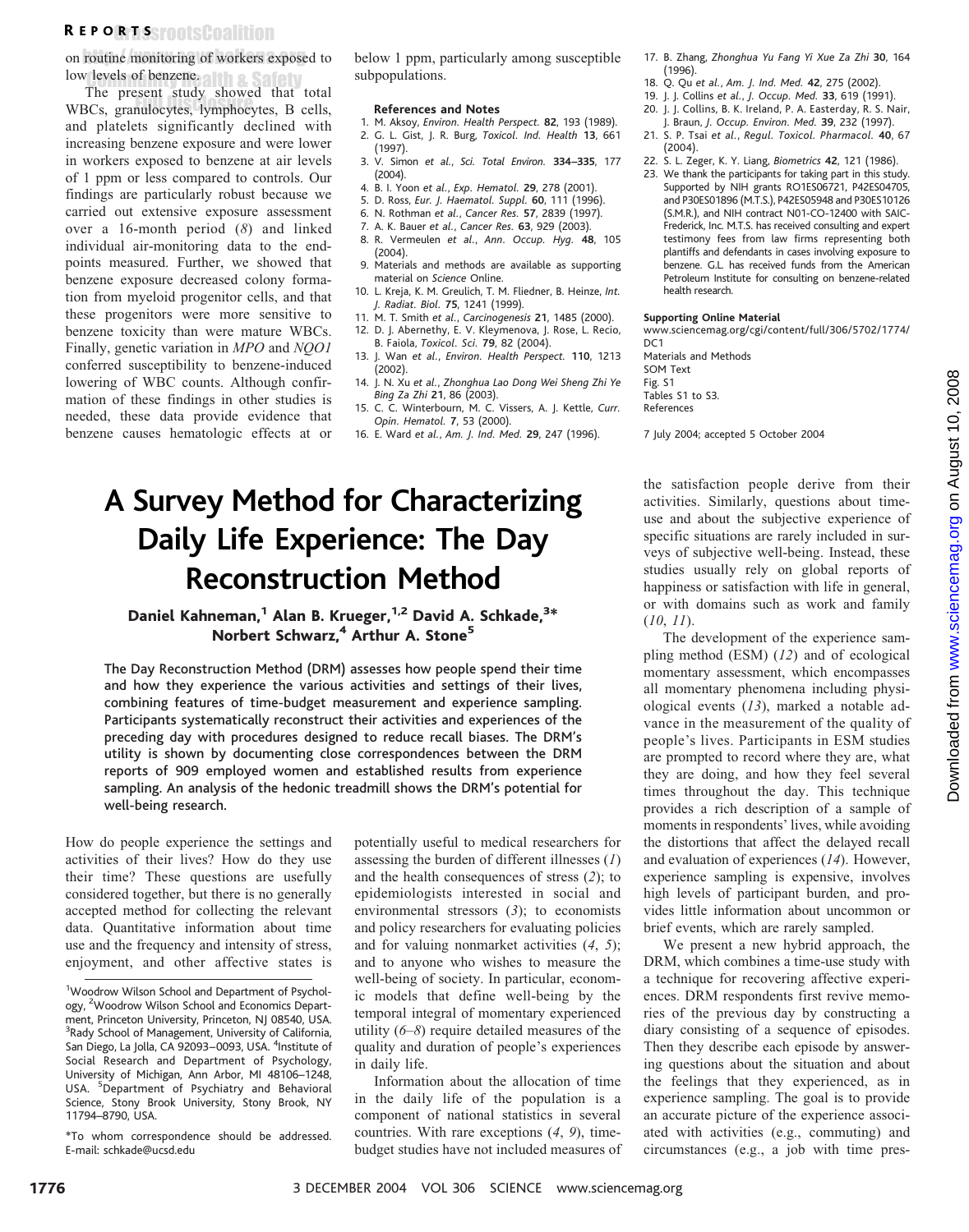on routine monitoring of workers exposed to low levels of benzene.

The present study showed that total WBCs, granulocytes, lymphocytes, B cells, and platelets significantly declined with increasing benzene exposure and were lower in workers exposed to benzene at air levels of 1 ppm or less compared to controls. Our findings are particularly robust because we carried out extensive exposure assessment over a 16-month period (*8*) and linked individual air-monitoring data to the endpoints measured. Further, we showed that benzene exposure decreased colony formation from myeloid progenitor cells, and that these progenitors were more sensitive to benzene toxicity than were mature WBCs. Finally, genetic variation in *MPO* and *NQO1* conferred susceptibility to benzene-induced lowering of WBC counts. Although confirmation of these findings in other studies is needed, these data provide evidence that benzene causes hematologic effects at or below 1 ppm, particularly among susceptible subpopulations.

### References and Notes

1. M. Aksoy, *Environ. Health Perspect.* **82**, 193 (1989).
2. G. L. Gist, J. R. Burg, *Toxicol. Ind. Health* **13**, 661 (1997).
3. V. Simon *et al.*, *Sci. Total Environ.* **334–335**, 177 (2004).
4. B. I. Yoon *et al.*, *Exp. Hematol.* **29**, 278 (2001).
5. D. Ross, *Eur. J. Haematol. Suppl.* **60**, 111 (1996).
6. N. Rothman *et al.*, *Cancer Res.* **57**, 2839 (1997).
7. A. K. Bauer *et al.*, *Cancer Res.* **63**, 929 (2003).
8. R. Vermeulen *et al.*, *Ann. Occup. Hyg.* **48**, 105 (2004).
9. Materials and methods are available as supporting material on *Science* Online.
10. L. Kreja, K. M. Greulich, T. M. Fliedner, B. Heinze, *Int. J. Radiat. Biol.* **75**, 1241 (1999).
11. M. T. Smith *et al.*, *Carcinogenesis* **21**, 1485 (2000).
12. D. J. Abernethy, E. V. Kleymenova, J. Rose, L. Recio, B. Faiola, *Toxicol. Sci.* **79**, 82 (2004).
13. J. Wan *et al.*, *Environ. Health Perspect.* **110**, 1213 (2002).
14. J. N. Xu *et al.*, *Zhonghua Lao Dong Wei Sheng Zhi Ye Bing Za Zhi* **21**, 86 (2003).
15. C. C. Winterbourn, M. C. Vissers, A. J. Kettle, *Curr. Opin. Hematol.* **7**, 53 (2000).
16. E. Ward *et al.*, *Am. J. Ind. Med.* **29**, 247 (1996).
17. B. Zhang, *Zhonghua Yu Fang Yi Xue Za Zhi* **30**, 164 (1996).
18. Q. Qu *et al.*, *Am. J. Ind. Med.* **42**, 275 (2002).
19. J. J. Collins *et al.*, *J. Occup. Med.* **33**, 619 (1991).
20. J. J. Collins, B. K. Ireland, P. A. Easterday, R. S. Nair, J. Braun, *J. Occup. Environ. Med.* **39**, 232 (1997).
21. S. P. Tsai *et al.*, *Regul. Toxicol. Pharmacol.* **40**, 67 (2004).
22. S. L. Zeger, K. Y. Liang, *Biometrics* **42**, 121 (1986).
23. We thank the participants for taking part in this study. Supported by NIH grants RO1ES06721, P42ES04705, and P30ES01896 (M.T.S.), P42ES05948 and P30ES10126 (S.M.R.), and NIH contract N01-CO-12400 with SAIC-Frederick, Inc. M.T.S. has received consulting and expert testimony fees from law firms representing both plantiffs and defendants in cases involving exposure to benzene. G.L. has received funds from the American Petroleum Institute for consulting on benzene-related health research.

### Supporting Online Material

www.sciencemag.org/cgi/content/full/306/5702/1774/DC1
Materials and Methods
SOM Text
Fig. S1
Tables S1 to S3.
References

7 July 2004; accepted 5 October 2004

# A Survey Method for Characterizing Daily Life Experience: The Day Reconstruction Method

**Daniel Kahneman,[1] Alan B. Krueger,[1,2] David A. Schkade,[3]* Norbert Schwarz,[4] Arthur A. Stone[5]**

**The Day Reconstruction Method (DRM) assesses how people spend their time and how they experience the various activities and settings of their lives, combining features of time-budget measurement and experience sampling. Participants systematically reconstruct their activities and experiences of the preceding day with procedures designed to reduce recall biases. The DRM's utility is shown by documenting close correspondences between the DRM reports of 909 employed women and established results from experience sampling. An analysis of the hedonic treadmill shows the DRM's potential for well-being research.**

How do people experience the settings and activities of their lives? How do they use their time? These questions are usefully considered together, but there is no generally accepted method for collecting the relevant data. Quantitative information about time use and the frequency and intensity of stress, enjoyment, and other affective states is potentially useful to medical researchers for assessing the burden of different illnesses (*1*) and the health consequences of stress (*2*); to epidemiologists interested in social and environmental stressors (*3*); to economists and policy researchers for evaluating policies and for valuing nonmarket activities (*4*, *5*); and to anyone who wishes to measure the well-being of society. In particular, economic models that define well-being by the temporal integral of momentary experienced utility (*6*–*8*) require detailed measures of the quality and duration of people's experiences in daily life.

Information about the allocation of time in the daily life of the population is a component of national statistics in several countries. With rare exceptions (*4*, *9*), time-budget studies have not included measures of the satisfaction people derive from their activities. Similarly, questions about time-use and about the subjective experience of specific situations are rarely included in surveys of subjective well-being. Instead, these studies usually rely on global reports of happiness or satisfaction with life in general, or with domains such as work and family (*10*, *11*).

The development of the experience sampling method (ESM) (*12*) and of ecological momentary assessment, which encompasses all momentary phenomena including physiological events (*13*), marked a notable advance in the measurement of the quality of people's lives. Participants in ESM studies are prompted to record where they are, what they are doing, and how they feel several times throughout the day. This technique provides a rich description of a sample of moments in respondents' lives, while avoiding the distortions that affect the delayed recall and evaluation of experiences (*14*). However, experience sampling is expensive, involves high levels of participant burden, and provides little information about uncommon or brief events, which are rarely sampled.

We present a new hybrid approach, the DRM, which combines a time-use study with a technique for recovering affective experiences. DRM respondents first revive memories of the previous day by constructing a diary consisting of a sequence of episodes. Then they describe each episode by answering questions about the situation and about the feelings that they experienced, as in experience sampling. The goal is to provide an accurate picture of the experience associated with activities (e.g., commuting) and circumstances (e.g., a job with time pres-

[1]Woodrow Wilson School and Department of Psychology, [2]Woodrow Wilson School and Economics Department, Princeton University, Princeton, NJ 08540, USA. [3]Rady School of Management, University of California, San Diego, La Jolla, CA 92093–0093, USA. [4]Institute of Social Research and Department of Psychology, University of Michigan, Ann Arbor, MI 48106–1248, USA. [5]Department of Psychiatry and Behavioral Science, Stony Brook University, Stony Brook, NY 11794–8790, USA.

*To whom correspondence should be addressed. E-mail: schkade@ucsd.edu